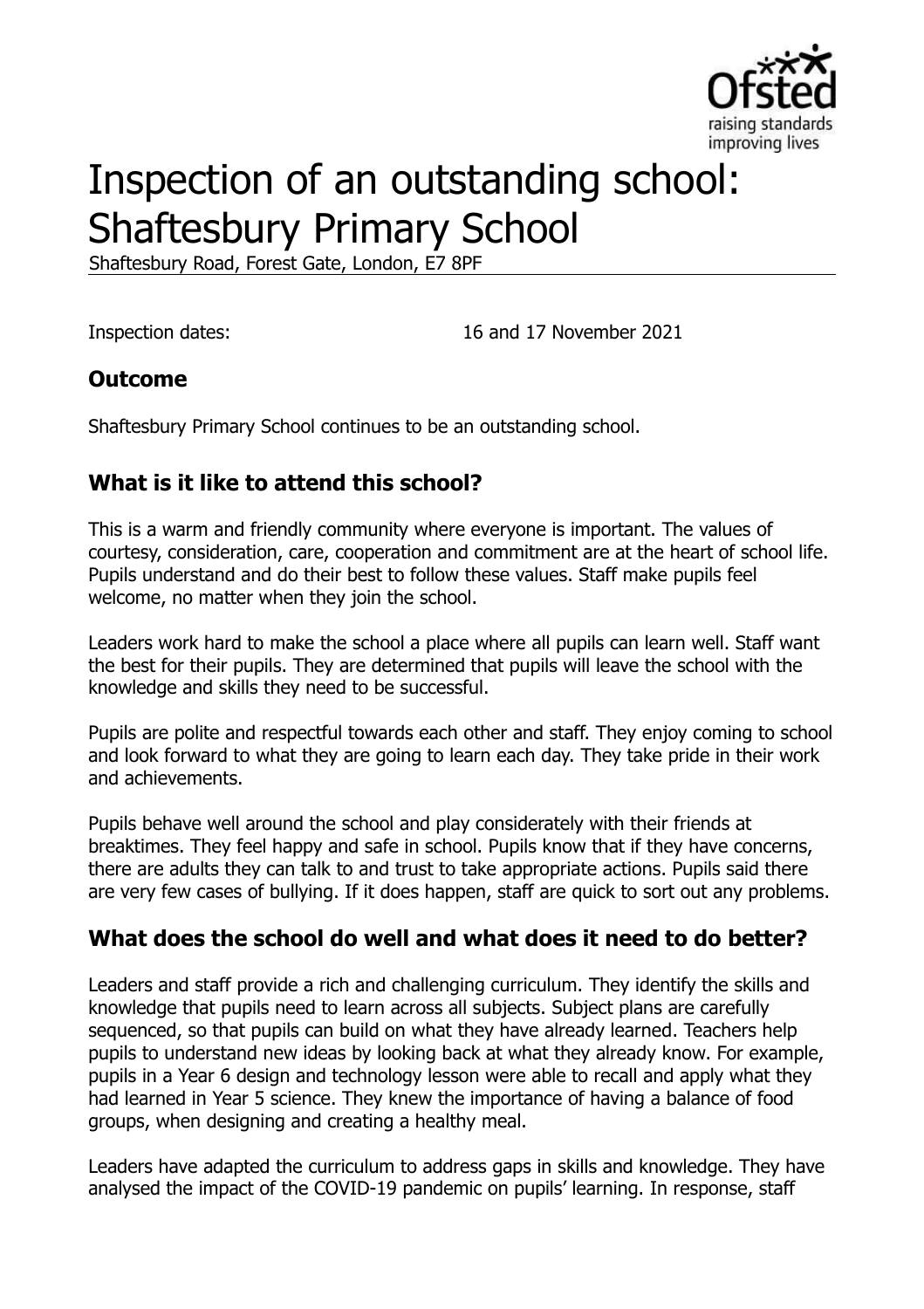# Inspection of an outstanding school: Shaftesbury Primary School

Shaftesbury Road, Forest Gate, London, E7 8PF

Inspection dates: 16 and 17 November 2021

## Outcome

Shaftesbury Primary School continues to be an outstanding school.

## What is it like to attend this school?

This is a warm and friendly community where everyone is important. The values of courtesy, consideration, care, cooperation and commitment are at the heart of school life. Pupils understand and do their best to follow these values. Staff make pupils feel welcome, no matter when they join the school.

Leaders work hard to make the school a place where all pupils can learn well. Staff want the best for their pupils. They are determined that pupils will leave the school with the knowledge and skills they need to be successful.

Pupils are polite and respectful towards each other and staff. They enjoy coming to school and look forward to what they are going to learn each day. They take pride in their work and achievements.

Pupils behave well around the school and play considerately with their friends at breaktimes. They feel happy and safe in school. Pupils know that if they have concerns, there are adults they can talk to and trust to take appropriate actions. Pupils said there are very few cases of bullying. If it does happen, staff are quick to sort out any problems.

## What does the school do well and what does it need to do better?

Leaders and staff provide a rich and challenging curriculum. They identify the skills and knowledge that pupils need to learn across all subjects. Subject plans are carefully sequenced, so that pupils can build on what they have already learned. Teachers help pupils to understand new ideas by looking back at what they already know. For example, pupils in a Year 6 design and technology lesson were able to recall and apply what they had learned in Year 5 science. They knew the importance of having a balance of food groups, when designing and creating a healthy meal.

Leaders have adapted the curriculum to address gaps in skills and knowledge. They have analysed the impact of the COVID-19 pandemic on pupils' learning. In response, staff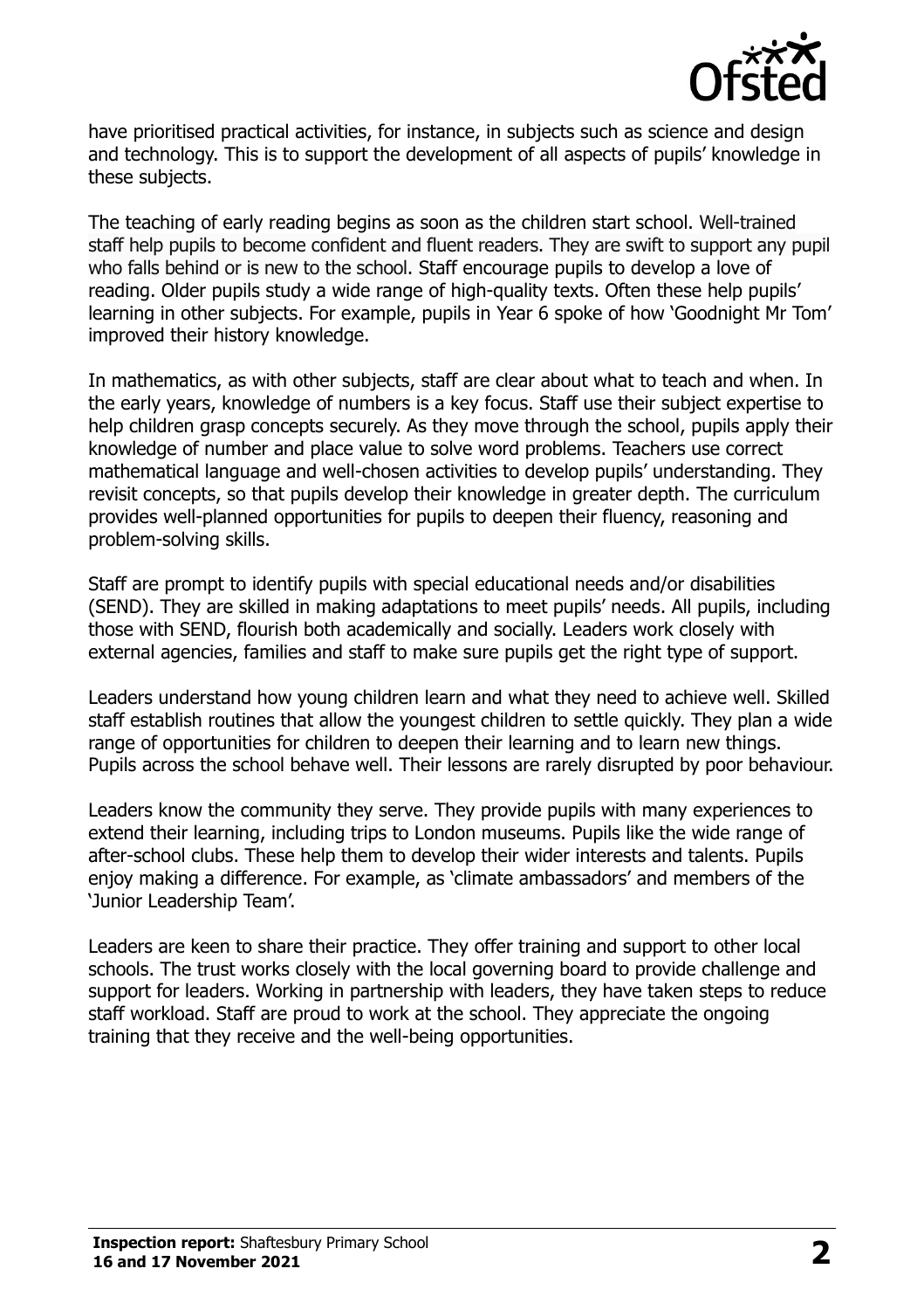have prioritised practical activities, for instance, in subjects such as science and design and technology. This is to support the development of all aspects of pupils' knowledge in these subjects.

The teaching of early reading begins as soon as the children start school. Well-trained staff help pupils to become confident and fluent readers. They are swift to support any pupil who falls behind or is new to the school. Staff encourage pupils to develop a love of reading. Older pupils study a wide range of high-quality texts. Often these help pupils' learning in other subjects. For example, pupils in Year 6 spoke of how 'Goodnight Mr Tom' improved their history knowledge.

In mathematics, as with other subjects, staff are clear about what to teach and when. In the early years, knowledge of numbers is a key focus. Staff use their subject expertise to help children grasp concepts securely. As they move through the school, pupils apply their knowledge of number and place value to solve word problems. Teachers use correct mathematical language and well-chosen activities to develop pupils' understanding. They revisit concepts, so that pupils develop their knowledge in greater depth. The curriculum provides well-planned opportunities for pupils to deepen their fluency, reasoning and problem-solving skills.

Staff are prompt to identify pupils with special educational needs and/or disabilities (SEND). They are skilled in making adaptations to meet pupils' needs. All pupils, including those with SEND, flourish both academically and socially. Leaders work closely with external agencies, families and staff to make sure pupils get the right type of support.

Leaders understand how young children learn and what they need to achieve well. Skilled staff establish routines that allow the youngest children to settle quickly. They plan a wide range of opportunities for children to deepen their learning and to learn new things. Pupils across the school behave well. Their lessons are rarely disrupted by poor behaviour.

Leaders know the community they serve. They provide pupils with many experiences to extend their learning, including trips to London museums. Pupils like the wide range of after-school clubs. These help them to develop their wider interests and talents. Pupils enjoy making a difference. For example, as 'climate ambassadors' and members of the 'Junior Leadership Team'.

Leaders are keen to share their practice. They offer training and support to other local schools. The trust works closely with the local governing board to provide challenge and support for leaders. Working in partnership with leaders, they have taken steps to reduce staff workload. Staff are proud to work at the school. They appreciate the ongoing training that they receive and the well-being opportunities.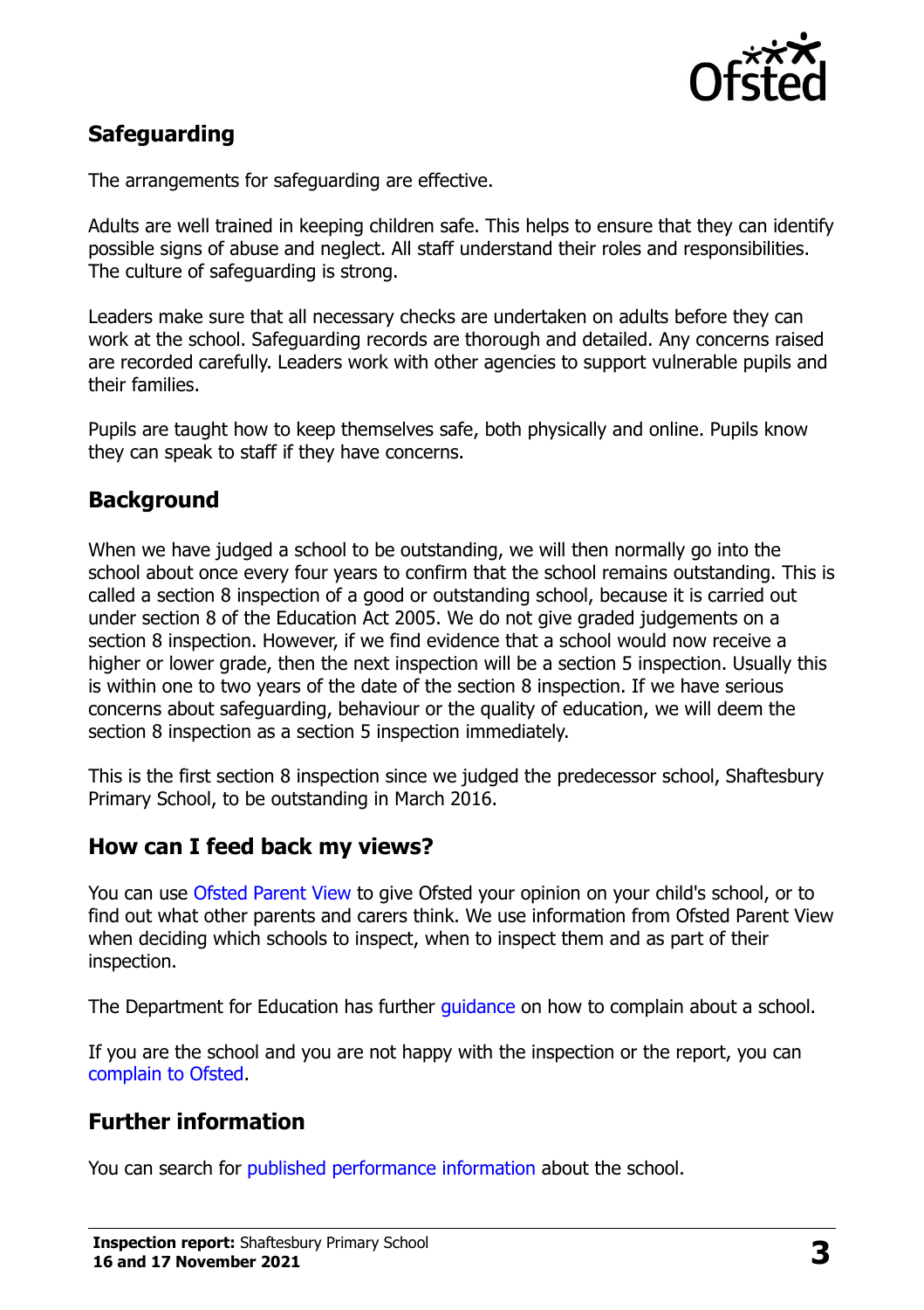## Safeguarding

The arrangements for safeguarding are effective.

Adults are well trained in keeping children safe. This helps to ensure that they can identify possible signs of abuse and neglect. All staff understand their roles and responsibilities. The culture of safeguarding is strong.

Leaders make sure that all necessary checks are undertaken on adults before they can work at the school. Safeguarding records are thorough and detailed. Any concerns raised are recorded carefully. Leaders work with other agencies to support vulnerable pupils and their families.

Pupils are taught how to keep themselves safe, both physically and online. Pupils know they can speak to staff if they have concerns.

## Background

When we have judged a school to be outstanding, we will then normally go into the school about once every four years to confirm that the school remains outstanding. This is called a section 8 inspection of a good or outstanding school, because it is carried out under section 8 of the Education Act 2005. We do not give graded judgements on a section 8 inspection. However, if we find evidence that a school would now receive a higher or lower grade, then the next inspection will be a section 5 inspection. Usually this is within one to two years of the date of the section 8 inspection. If we have serious concerns about safeguarding, behaviour or the quality of education, we will deem the section 8 inspection as a section 5 inspection immediately.

This is the first section 8 inspection since we judged the predecessor school, Shaftesbury Primary School, to be outstanding in March 2016.

## How can I feed back my views?

You can use Ofsted Parent View to give Ofsted your opinion on your child's school, or to find out what other parents and carers think. We use information from Ofsted Parent View when deciding which schools to inspect, when to inspect them and as part of their inspection.

The Department for Education has further guidance on how to complain about a school.

If you are the school and you are not happy with the inspection or the report, you can complain to Ofsted.

## Further information

You can search for published performance information about the school.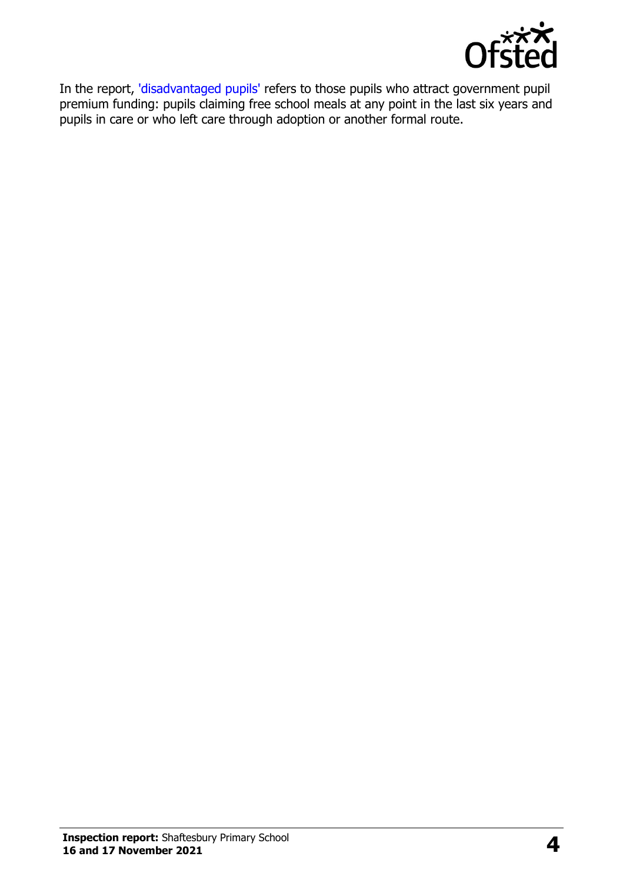In the report, 'disadvantaged pupils' refers to those pupils who attract government pupil premium funding: pupils claiming free school meals at any point in the last six years and pupils in care or who left care through adoption or another formal route.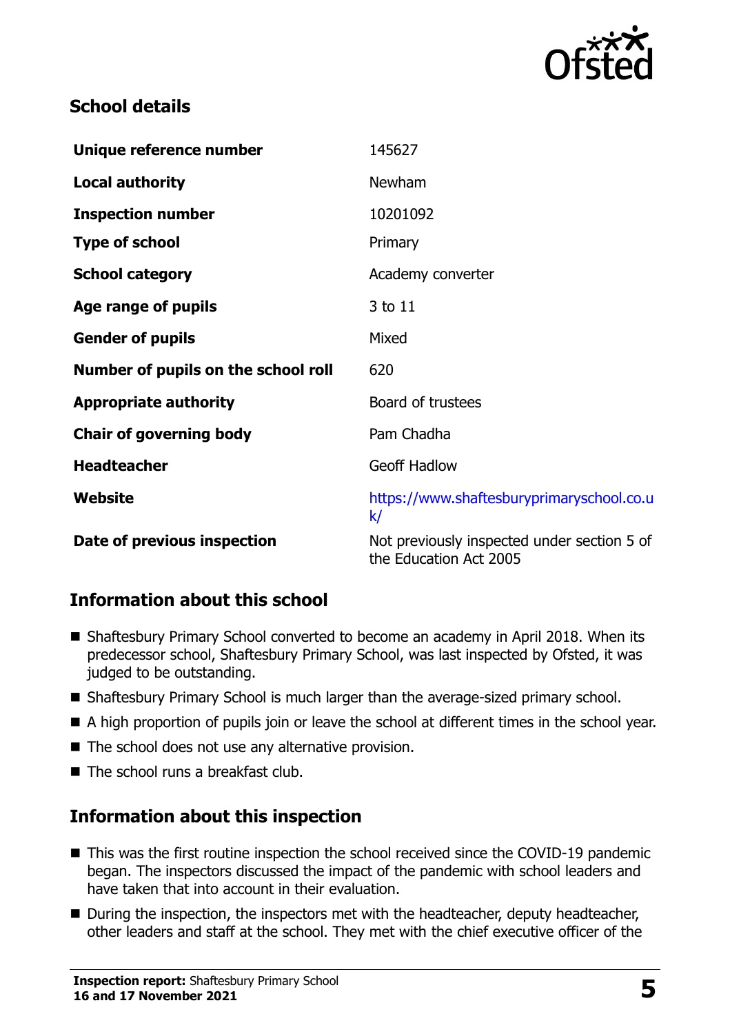## School details

| | |
|---|---|
| **Unique reference number** | 145627 |
| **Local authority** | Newham |
| **Inspection number** | 10201092 |
| **Type of school** | Primary |
| **School category** | Academy converter |
| **Age range of pupils** | 3 to 11 |
| **Gender of pupils** | Mixed |
| **Number of pupils on the school roll** | 620 |
| **Appropriate authority** | Board of trustees |
| **Chair of governing body** | Pam Chadha |
| **Headteacher** | Geoff Hadlow |
| **Website** | https://www.shaftesburyprimaryschool.co.uk/ |
| **Date of previous inspection** | Not previously inspected under section 5 of the Education Act 2005 |

## Information about this school

- Shaftesbury Primary School converted to become an academy in April 2018. When its predecessor school, Shaftesbury Primary School, was last inspected by Ofsted, it was judged to be outstanding.
- Shaftesbury Primary School is much larger than the average-sized primary school.
- A high proportion of pupils join or leave the school at different times in the school year.
- The school does not use any alternative provision.
- The school runs a breakfast club.

## Information about this inspection

- This was the first routine inspection the school received since the COVID-19 pandemic began. The inspectors discussed the impact of the pandemic with school leaders and have taken that into account in their evaluation.
- During the inspection, the inspectors met with the headteacher, deputy headteacher, other leaders and staff at the school. They met with the chief executive officer of the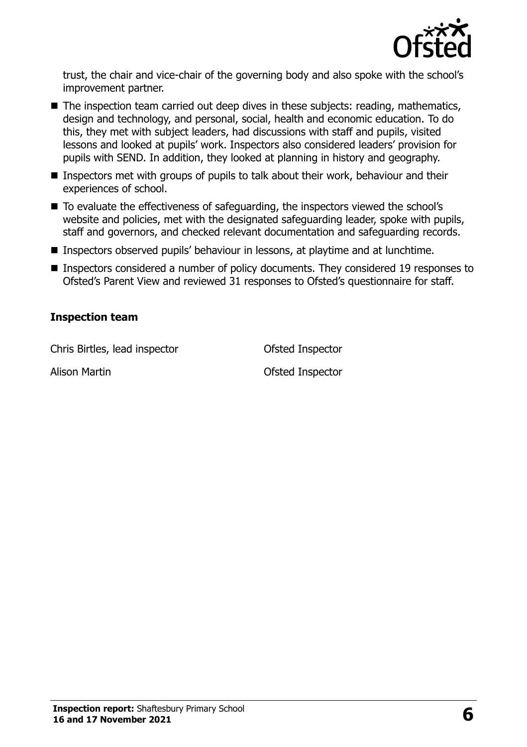trust, the chair and vice-chair of the governing body and also spoke with the school's improvement partner.

- The inspection team carried out deep dives in these subjects: reading, mathematics, design and technology, and personal, social, health and economic education. To do this, they met with subject leaders, had discussions with staff and pupils, visited lessons and looked at pupils' work. Inspectors also considered leaders' provision for pupils with SEND. In addition, they looked at planning in history and geography.
- Inspectors met with groups of pupils to talk about their work, behaviour and their experiences of school.
- To evaluate the effectiveness of safeguarding, the inspectors viewed the school's website and policies, met with the designated safeguarding leader, spoke with pupils, staff and governors, and checked relevant documentation and safeguarding records.
- Inspectors observed pupils' behaviour in lessons, at playtime and at lunchtime.
- Inspectors considered a number of policy documents. They considered 19 responses to Ofsted's Parent View and reviewed 31 responses to Ofsted's questionnaire for staff.

### Inspection team

| | |
|---|---|
| Chris Birtles, lead inspector | Ofsted Inspector |
| Alison Martin | Ofsted Inspector |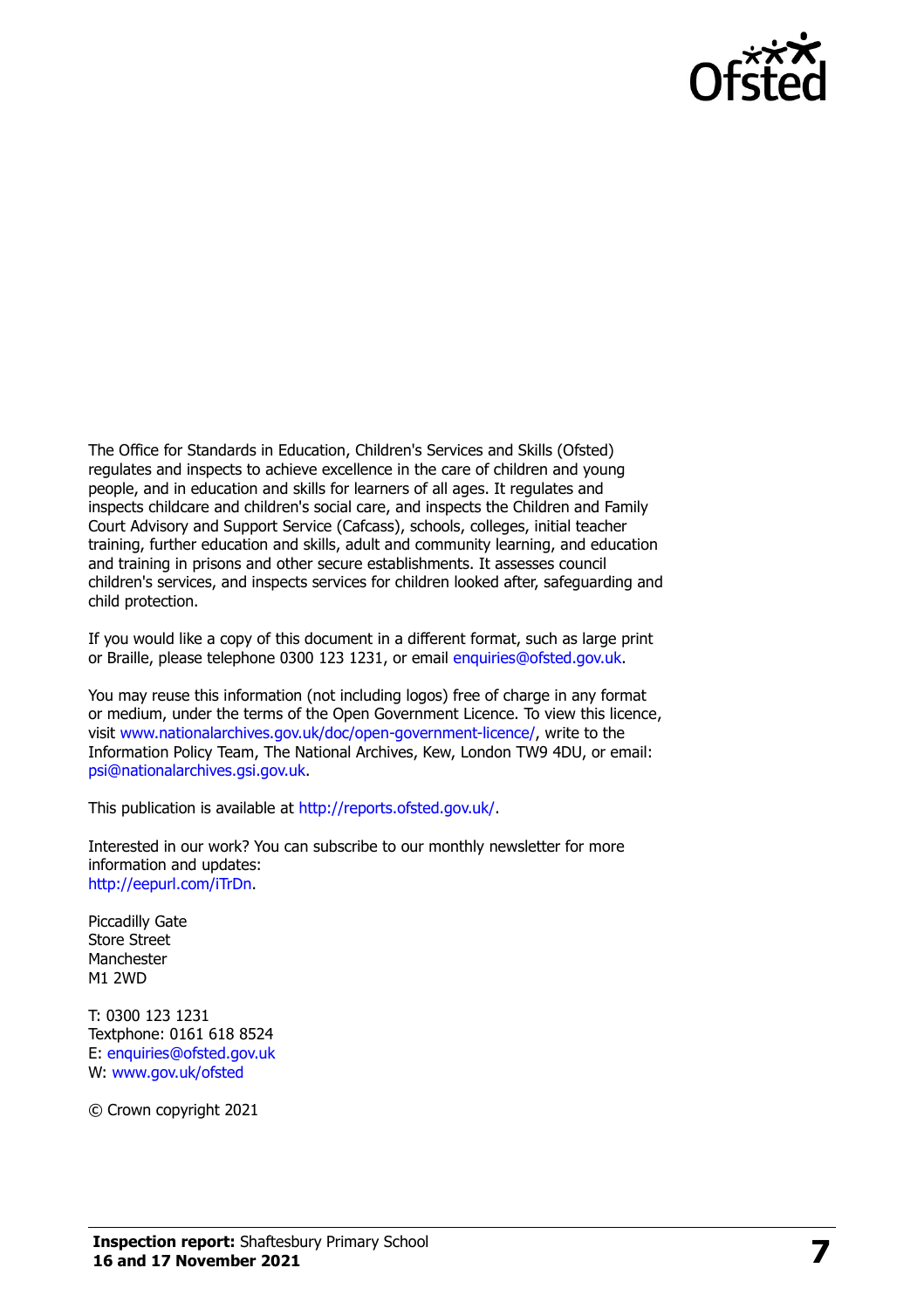The Office for Standards in Education, Children's Services and Skills (Ofsted) regulates and inspects to achieve excellence in the care of children and young people, and in education and skills for learners of all ages. It regulates and inspects childcare and children's social care, and inspects the Children and Family Court Advisory and Support Service (Cafcass), schools, colleges, initial teacher training, further education and skills, adult and community learning, and education and training in prisons and other secure establishments. It assesses council children's services, and inspects services for children looked after, safeguarding and child protection.

If you would like a copy of this document in a different format, such as large print or Braille, please telephone 0300 123 1231, or email enquiries@ofsted.gov.uk.

You may reuse this information (not including logos) free of charge in any format or medium, under the terms of the Open Government Licence. To view this licence, visit www.nationalarchives.gov.uk/doc/open-government-licence/, write to the Information Policy Team, The National Archives, Kew, London TW9 4DU, or email: psi@nationalarchives.gsi.gov.uk.

This publication is available at http://reports.ofsted.gov.uk/.

Interested in our work? You can subscribe to our monthly newsletter for more information and updates:
http://eepurl.com/iTrDn.

Piccadilly Gate
Store Street
Manchester
M1 2WD

T: 0300 123 1231
Textphone: 0161 618 8524
E: enquiries@ofsted.gov.uk
W: www.gov.uk/ofsted

© Crown copyright 2021